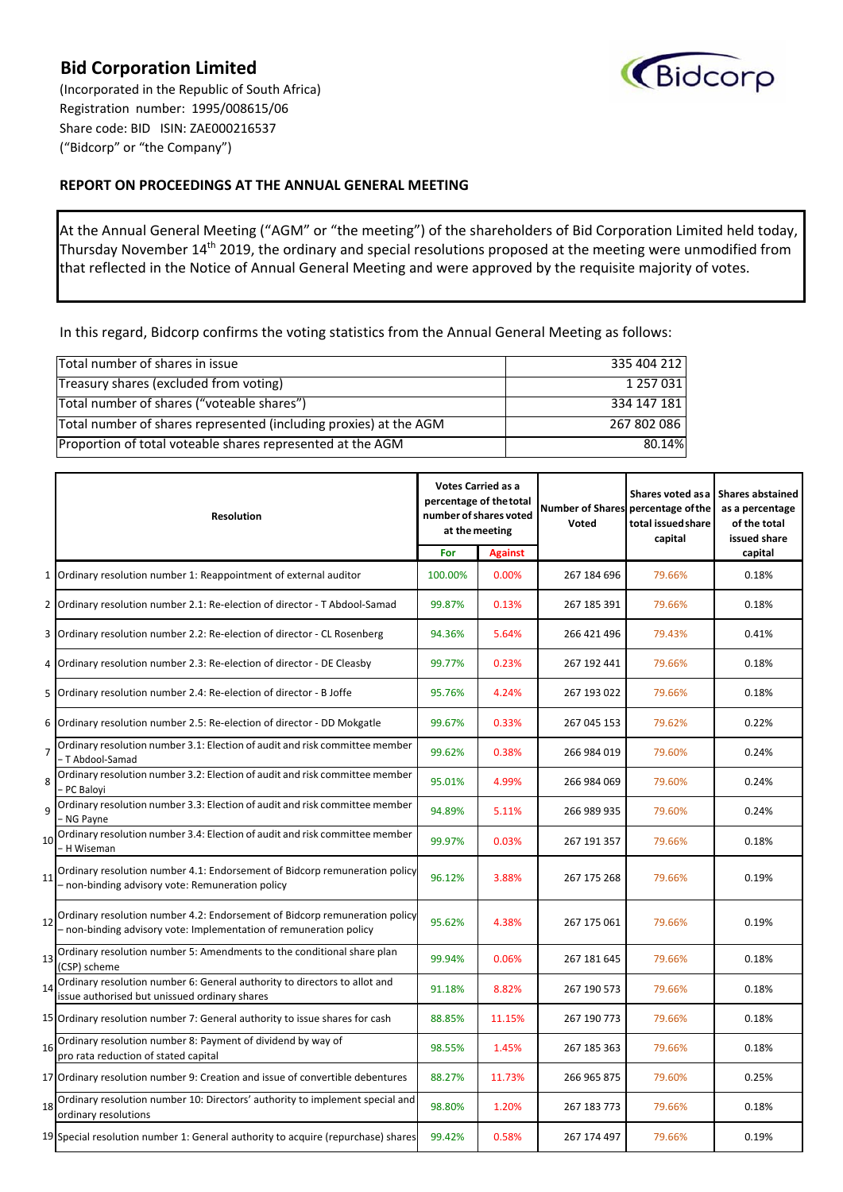# Bid Corporation Limited

(Incorporated in the Republic of South Africa)
Registration number: 1995/008615/06
Share code: BID ISIN: ZAE000216537
("Bidcorp" or "the Company")

## REPORT ON PROCEEDINGS AT THE ANNUAL GENERAL MEETING

At the Annual General Meeting ("AGM" or "the meeting") of the shareholders of Bid Corporation Limited held today, Thursday November 14th 2019, the ordinary and special resolutions proposed at the meeting were unmodified from that reflected in the Notice of Annual General Meeting and were approved by the requisite majority of votes.

In this regard, Bidcorp confirms the voting statistics from the Annual General Meeting as follows:

| | |
|---|---|
| Total number of shares in issue | 335 404 212 |
| Treasury shares (excluded from voting) | 1 257 031 |
| Total number of shares ("voteable shares") | 334 147 181 |
| Total number of shares represented (including proxies) at the AGM | 267 802 086 |
| Proportion of total voteable shares represented at the AGM | 80.14% |

| | Resolution | Votes Carried as a percentage of the total number of shares voted at the meeting | | Number of Shares Voted | Shares voted as a percentage of the total issued share capital | Shares abstained as a percentage of the total issued share capital |
|---|---|---|---|---|---|---|
| | | For | Against | | | |
| 1 | Ordinary resolution number 1: Reappointment of external auditor | 100.00% | 0.00% | 267 184 696 | 79.66% | 0.18% |
| 2 | Ordinary resolution number 2.1: Re-election of director - T Abdool-Samad | 99.87% | 0.13% | 267 185 391 | 79.66% | 0.18% |
| 3 | Ordinary resolution number 2.2: Re-election of director - CL Rosenberg | 94.36% | 5.64% | 266 421 496 | 79.43% | 0.41% |
| 4 | Ordinary resolution number 2.3: Re-election of director - DE Cleasby | 99.77% | 0.23% | 267 192 441 | 79.66% | 0.18% |
| 5 | Ordinary resolution number 2.4: Re-election of director - B Joffe | 95.76% | 4.24% | 267 193 022 | 79.66% | 0.18% |
| 6 | Ordinary resolution number 2.5: Re-election of director - DD Mokgatle | 99.67% | 0.33% | 267 045 153 | 79.62% | 0.22% |
| 7 | Ordinary resolution number 3.1: Election of audit and risk committee member – T Abdool-Samad | 99.62% | 0.38% | 266 984 019 | 79.60% | 0.24% |
| 8 | Ordinary resolution number 3.2: Election of audit and risk committee member – PC Baloyi | 95.01% | 4.99% | 266 984 069 | 79.60% | 0.24% |
| 9 | Ordinary resolution number 3.3: Election of audit and risk committee member – NG Payne | 94.89% | 5.11% | 266 989 935 | 79.60% | 0.24% |
| 10 | Ordinary resolution number 3.4: Election of audit and risk committee member – H Wiseman | 99.97% | 0.03% | 267 191 357 | 79.66% | 0.18% |
| 11 | Ordinary resolution number 4.1: Endorsement of Bidcorp remuneration policy – non-binding advisory vote: Remuneration policy | 96.12% | 3.88% | 267 175 268 | 79.66% | 0.19% |
| 12 | Ordinary resolution number 4.2: Endorsement of Bidcorp remuneration policy – non-binding advisory vote: Implementation of remuneration policy | 95.62% | 4.38% | 267 175 061 | 79.66% | 0.19% |
| 13 | Ordinary resolution number 5: Amendments to the conditional share plan (CSP) scheme | 99.94% | 0.06% | 267 181 645 | 79.66% | 0.18% |
| 14 | Ordinary resolution number 6: General authority to directors to allot and issue authorised but unissued ordinary shares | 91.18% | 8.82% | 267 190 573 | 79.66% | 0.18% |
| 15 | Ordinary resolution number 7: General authority to issue shares for cash | 88.85% | 11.15% | 267 190 773 | 79.66% | 0.18% |
| 16 | Ordinary resolution number 8: Payment of dividend by way of pro rata reduction of stated capital | 98.55% | 1.45% | 267 185 363 | 79.66% | 0.18% |
| 17 | Ordinary resolution number 9: Creation and issue of convertible debentures | 88.27% | 11.73% | 266 965 875 | 79.60% | 0.25% |
| 18 | Ordinary resolution number 10: Directors' authority to implement special and ordinary resolutions | 98.80% | 1.20% | 267 183 773 | 79.66% | 0.18% |
| 19 | Special resolution number 1: General authority to acquire (repurchase) shares | 99.42% | 0.58% | 267 174 497 | 79.66% | 0.19% |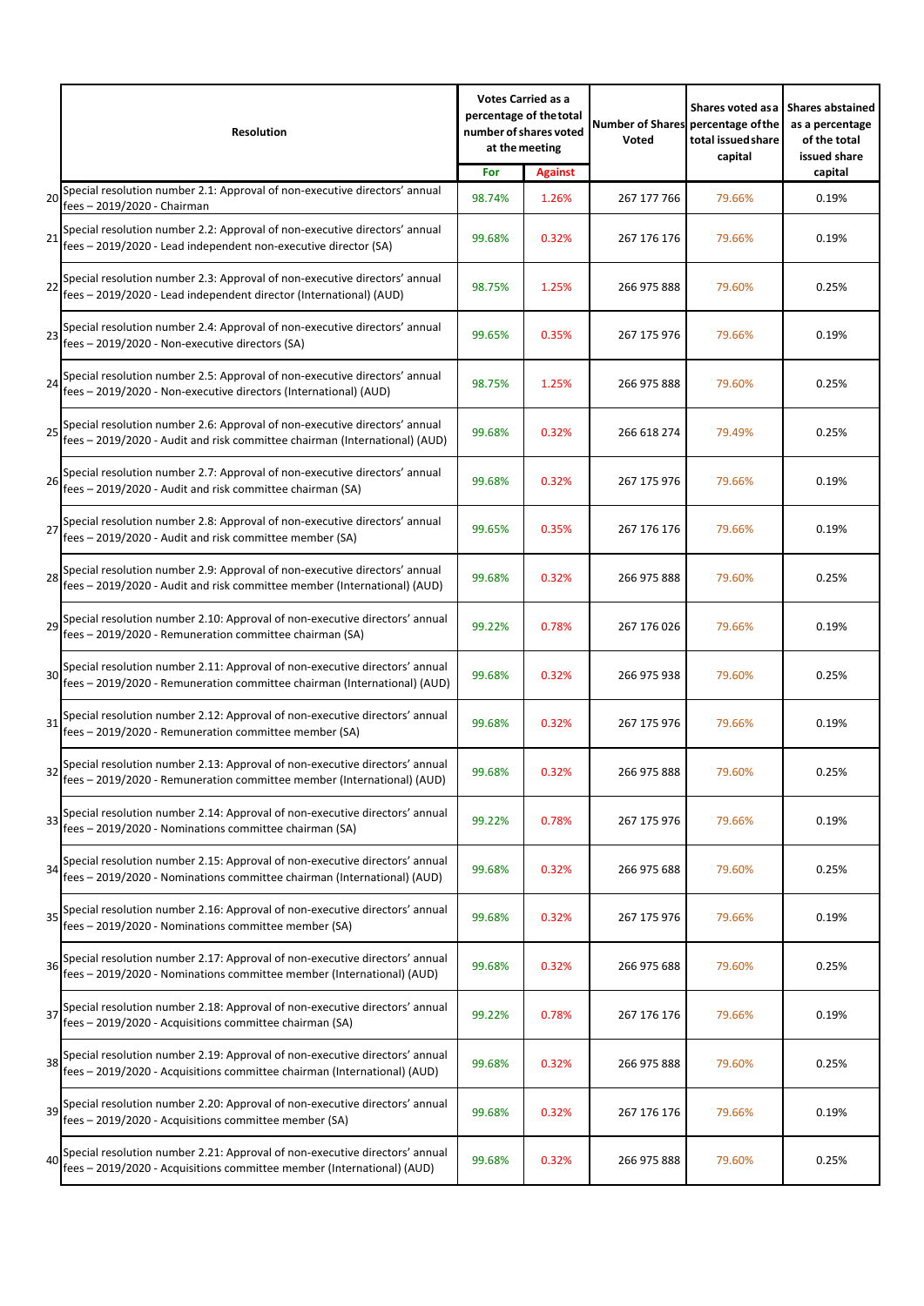| | Resolution | Votes Carried as a percentage of the total number of shares voted at the meeting | | Number of Shares Voted | Shares voted as a percentage of the total issued share capital | Shares abstained as a percentage of the total issued share capital |
|---|---|---|---|---|---|---|
| | | For | Against | | | |
| 20 | Special resolution number 2.1: Approval of non-executive directors' annual fees – 2019/2020 - Chairman | 98.74% | 1.26% | 267 177 766 | 79.66% | 0.19% |
| 21 | Special resolution number 2.2: Approval of non-executive directors' annual fees – 2019/2020 - Lead independent non-executive director (SA) | 99.68% | 0.32% | 267 176 176 | 79.66% | 0.19% |
| 22 | Special resolution number 2.3: Approval of non-executive directors' annual fees – 2019/2020 - Lead independent director (International) (AUD) | 98.75% | 1.25% | 266 975 888 | 79.60% | 0.25% |
| 23 | Special resolution number 2.4: Approval of non-executive directors' annual fees – 2019/2020 - Non-executive directors (SA) | 99.65% | 0.35% | 267 175 976 | 79.66% | 0.19% |
| 24 | Special resolution number 2.5: Approval of non-executive directors' annual fees – 2019/2020 - Non-executive directors (International) (AUD) | 98.75% | 1.25% | 266 975 888 | 79.60% | 0.25% |
| 25 | Special resolution number 2.6: Approval of non-executive directors' annual fees – 2019/2020 - Audit and risk committee chairman (International) (AUD) | 99.68% | 0.32% | 266 618 274 | 79.49% | 0.25% |
| 26 | Special resolution number 2.7: Approval of non-executive directors' annual fees – 2019/2020 - Audit and risk committee chairman (SA) | 99.68% | 0.32% | 267 175 976 | 79.66% | 0.19% |
| 27 | Special resolution number 2.8: Approval of non-executive directors' annual fees – 2019/2020 - Audit and risk committee member (SA) | 99.65% | 0.35% | 267 176 176 | 79.66% | 0.19% |
| 28 | Special resolution number 2.9: Approval of non-executive directors' annual fees – 2019/2020 - Audit and risk committee member (International) (AUD) | 99.68% | 0.32% | 266 975 888 | 79.60% | 0.25% |
| 29 | Special resolution number 2.10: Approval of non-executive directors' annual fees – 2019/2020 - Remuneration committee chairman (SA) | 99.22% | 0.78% | 267 176 026 | 79.66% | 0.19% |
| 30 | Special resolution number 2.11: Approval of non-executive directors' annual fees – 2019/2020 - Remuneration committee chairman (International) (AUD) | 99.68% | 0.32% | 266 975 938 | 79.60% | 0.25% |
| 31 | Special resolution number 2.12: Approval of non-executive directors' annual fees – 2019/2020 - Remuneration committee member (SA) | 99.68% | 0.32% | 267 175 976 | 79.66% | 0.19% |
| 32 | Special resolution number 2.13: Approval of non-executive directors' annual fees – 2019/2020 - Remuneration committee member (International) (AUD) | 99.68% | 0.32% | 266 975 888 | 79.60% | 0.25% |
| 33 | Special resolution number 2.14: Approval of non-executive directors' annual fees – 2019/2020 - Nominations committee chairman (SA) | 99.22% | 0.78% | 267 175 976 | 79.66% | 0.19% |
| 34 | Special resolution number 2.15: Approval of non-executive directors' annual fees – 2019/2020 - Nominations committee chairman (International) (AUD) | 99.68% | 0.32% | 266 975 688 | 79.60% | 0.25% |
| 35 | Special resolution number 2.16: Approval of non-executive directors' annual fees – 2019/2020 - Nominations committee member (SA) | 99.68% | 0.32% | 267 175 976 | 79.66% | 0.19% |
| 36 | Special resolution number 2.17: Approval of non-executive directors' annual fees – 2019/2020 - Nominations committee member (International) (AUD) | 99.68% | 0.32% | 266 975 688 | 79.60% | 0.25% |
| 37 | Special resolution number 2.18: Approval of non-executive directors' annual fees – 2019/2020 - Acquisitions committee chairman (SA) | 99.22% | 0.78% | 267 176 176 | 79.66% | 0.19% |
| 38 | Special resolution number 2.19: Approval of non-executive directors' annual fees – 2019/2020 - Acquisitions committee chairman (International) (AUD) | 99.68% | 0.32% | 266 975 888 | 79.60% | 0.25% |
| 39 | Special resolution number 2.20: Approval of non-executive directors' annual fees – 2019/2020 - Acquisitions committee member (SA) | 99.68% | 0.32% | 267 176 176 | 79.66% | 0.19% |
| 40 | Special resolution number 2.21: Approval of non-executive directors' annual fees – 2019/2020 - Acquisitions committee member (International) (AUD) | 99.68% | 0.32% | 266 975 888 | 79.60% | 0.25% |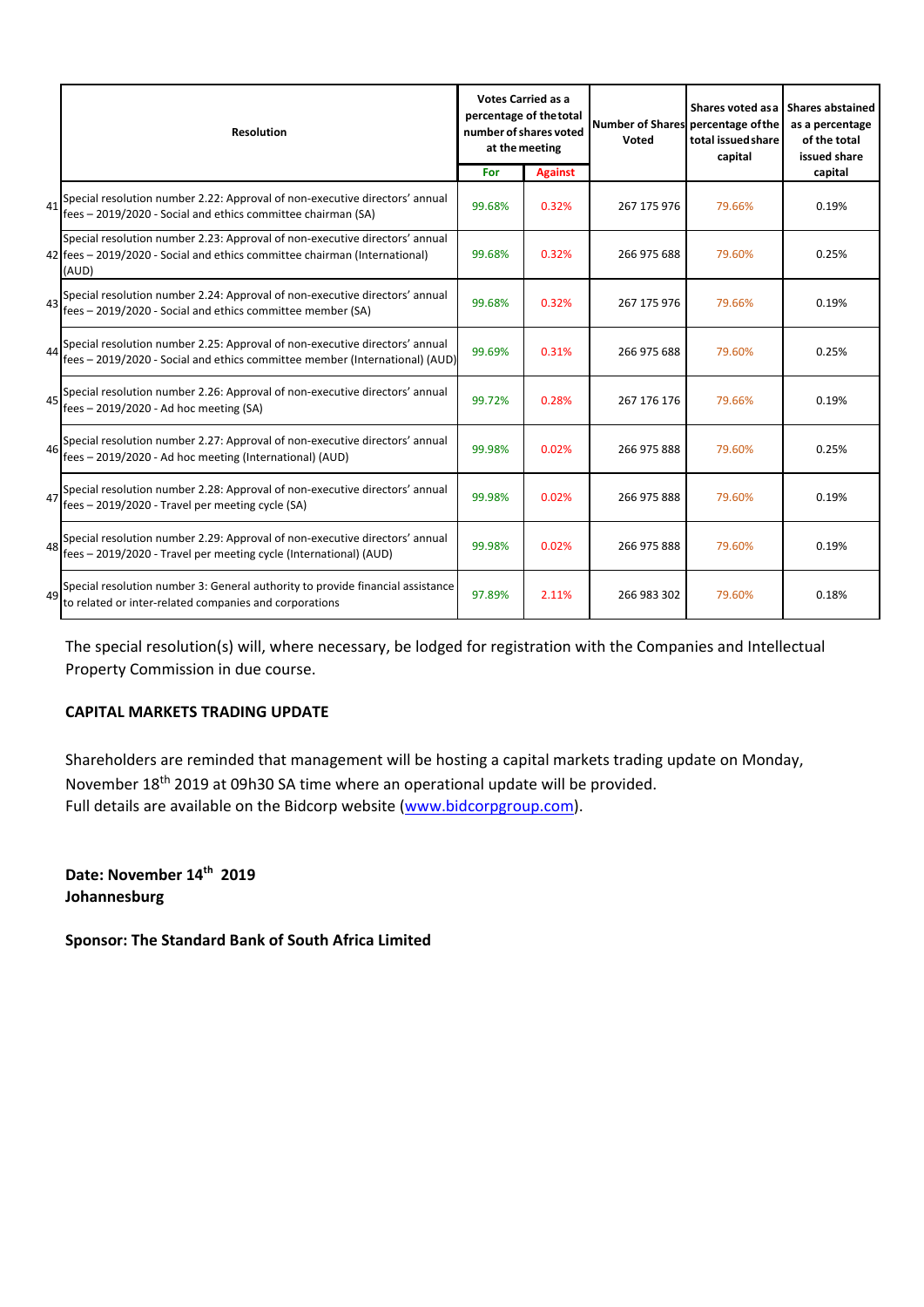| | Resolution | Votes Carried as a percentage of the total number of shares voted at the meeting | | Number of Shares Voted | Shares voted as a percentage of the total issued share capital | Shares abstained as a percentage of the total issued share capital |
|---|---|---|---|---|---|---|
| | | For | Against | | | |
| 41 | Special resolution number 2.22: Approval of non-executive directors' annual fees – 2019/2020 - Social and ethics committee chairman (SA) | 99.68% | 0.32% | 267 175 976 | 79.66% | 0.19% |
| 42 | Special resolution number 2.23: Approval of non-executive directors' annual fees – 2019/2020 - Social and ethics committee chairman (International) (AUD) | 99.68% | 0.32% | 266 975 688 | 79.60% | 0.25% |
| 43 | Special resolution number 2.24: Approval of non-executive directors' annual fees – 2019/2020 - Social and ethics committee member (SA) | 99.68% | 0.32% | 267 175 976 | 79.66% | 0.19% |
| 44 | Special resolution number 2.25: Approval of non-executive directors' annual fees – 2019/2020 - Social and ethics committee member (International) (AUD) | 99.69% | 0.31% | 266 975 688 | 79.60% | 0.25% |
| 45 | Special resolution number 2.26: Approval of non-executive directors' annual fees – 2019/2020 - Ad hoc meeting (SA) | 99.72% | 0.28% | 267 176 176 | 79.66% | 0.19% |
| 46 | Special resolution number 2.27: Approval of non-executive directors' annual fees – 2019/2020 - Ad hoc meeting (International) (AUD) | 99.98% | 0.02% | 266 975 888 | 79.60% | 0.25% |
| 47 | Special resolution number 2.28: Approval of non-executive directors' annual fees – 2019/2020 - Travel per meeting cycle (SA) | 99.98% | 0.02% | 266 975 888 | 79.60% | 0.19% |
| 48 | Special resolution number 2.29: Approval of non-executive directors' annual fees – 2019/2020 - Travel per meeting cycle (International) (AUD) | 99.98% | 0.02% | 266 975 888 | 79.60% | 0.19% |
| 49 | Special resolution number 3: General authority to provide financial assistance to related or inter-related companies and corporations | 97.89% | 2.11% | 266 983 302 | 79.60% | 0.18% |

The special resolution(s) will, where necessary, be lodged for registration with the Companies and Intellectual Property Commission in due course.

**CAPITAL MARKETS TRADING UPDATE**

Shareholders are reminded that management will be hosting a capital markets trading update on Monday, November 18th 2019 at 09h30 SA time where an operational update will be provided.
Full details are available on the Bidcorp website (www.bidcorpgroup.com).

**Date: November 14th 2019**
**Johannesburg**

**Sponsor: The Standard Bank of South Africa Limited**